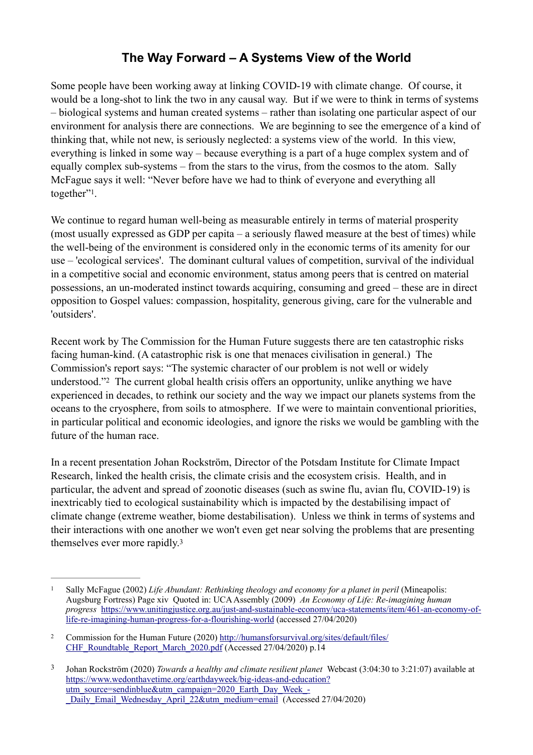# The Way Forward – A Systems View of the World

Some people have been working away at linking COVID-19 with climate change. Of course, it would be a long-shot to link the two in any causal way. But if we were to think in terms of systems – biological systems and human created systems – rather than isolating one particular aspect of our environment for analysis there are connections. We are beginning to see the emergence of a kind of thinking that, while not new, is seriously neglected: a systems view of the world. In this view, everything is linked in some way – because everything is a part of a huge complex system and of equally complex sub-systems – from the stars to the virus, from the cosmos to the atom. Sally McFague says it well: "Never before have we had to think of everyone and everything all together"[1].

We continue to regard human well-being as measurable entirely in terms of material prosperity (most usually expressed as GDP per capita – a seriously flawed measure at the best of times) while the well-being of the environment is considered only in the economic terms of its amenity for our use – 'ecological services'. The dominant cultural values of competition, survival of the individual in a competitive social and economic environment, status among peers that is centred on material possessions, an un-moderated instinct towards acquiring, consuming and greed – these are in direct opposition to Gospel values: compassion, hospitality, generous giving, care for the vulnerable and 'outsiders'.

Recent work by The Commission for the Human Future suggests there are ten catastrophic risks facing human-kind. (A catastrophic risk is one that menaces civilisation in general.) The Commission's report says: "The systemic character of our problem is not well or widely understood."[2] The current global health crisis offers an opportunity, unlike anything we have experienced in decades, to rethink our society and the way we impact our planets systems from the oceans to the cryosphere, from soils to atmosphere. If we were to maintain conventional priorities, in particular political and economic ideologies, and ignore the risks we would be gambling with the future of the human race.

In a recent presentation Johan Rockström, Director of the Potsdam Institute for Climate Impact Research, linked the health crisis, the climate crisis and the ecosystem crisis. Health, and in particular, the advent and spread of zoonotic diseases (such as swine flu, avian flu, COVID-19) is inextricably tied to ecological sustainability which is impacted by the destabilising impact of climate change (extreme weather, biome destabilisation). Unless we think in terms of systems and their interactions with one another we won't even get near solving the problems that are presenting themselves ever more rapidly.[3]

---

[1] Sally McFague (2002) *Life Abundant: Rethinking theology and economy for a planet in peril* (Mineapolis: Augsburg Fortress) Page xiv Quoted in: UCA Assembly (2009) *An Economy of Life: Re-imagining human progress* https://www.unitingjustice.org.au/just-and-sustainable-economy/uca-statements/item/461-an-economy-of-life-re-imagining-human-progress-for-a-flourishing-world (accessed 27/04/2020)

[2] Commission for the Human Future (2020) http://humansforsurvival.org/sites/default/files/CHF_Roundtable_Report_March_2020.pdf (Accessed 27/04/2020) p.14

[3] Johan Rockström (2020) *Towards a healthy and climate resilient planet* Webcast (3:04:30 to 3:21:07) available at https://www.wedonthavetime.org/earthdayweek/big-ideas-and-education?utm_source=sendinblue&utm_campaign=2020_Earth_Day_Week_-_Daily_Email_Wednesday_April_22&utm_medium=email (Accessed 27/04/2020)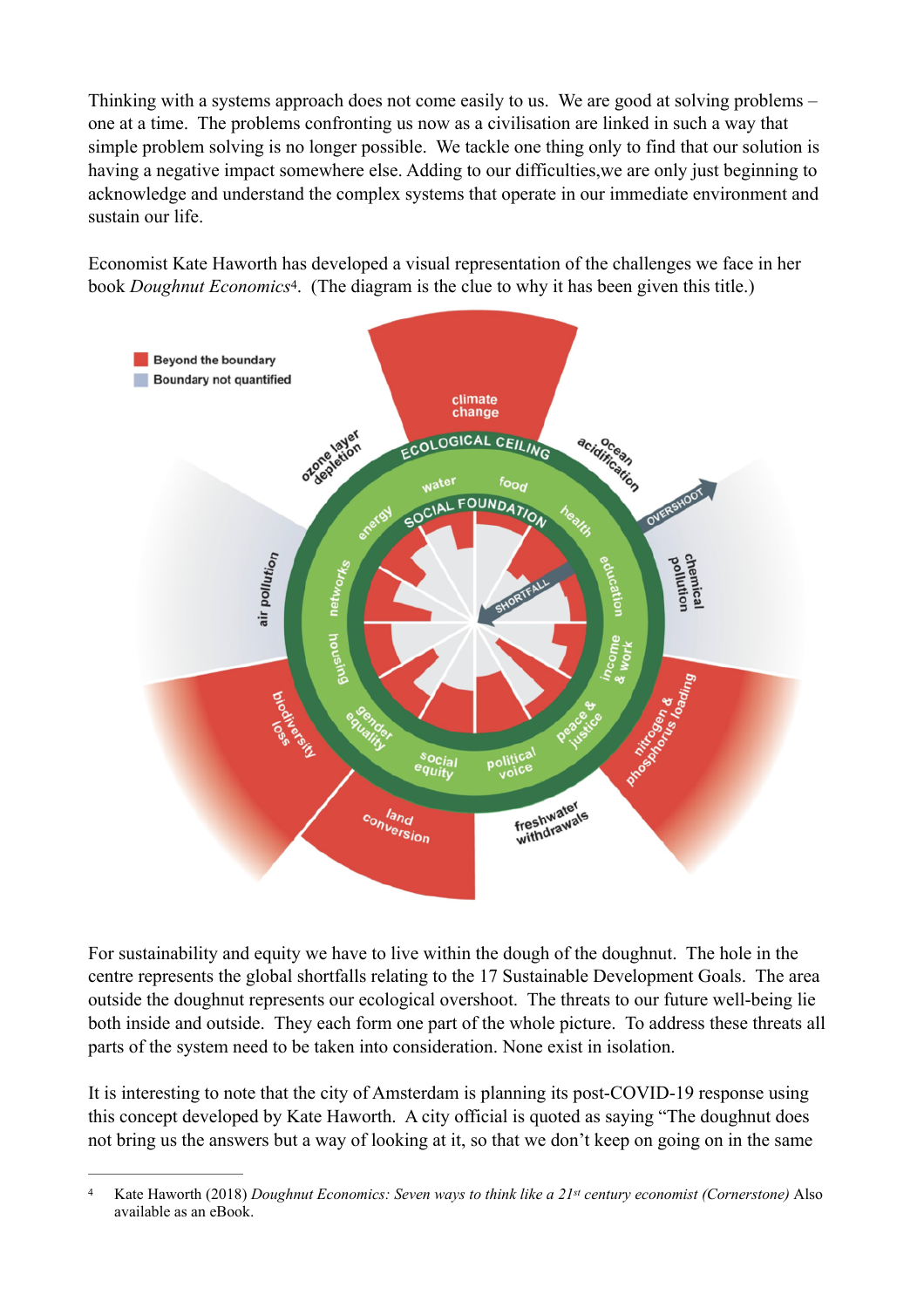Thinking with a systems approach does not come easily to us. We are good at solving problems – one at a time. The problems confronting us now as a civilisation are linked in such a way that simple problem solving is no longer possible. We tackle one thing only to find that our solution is having a negative impact somewhere else. Adding to our difficulties,we are only just beginning to acknowledge and understand the complex systems that operate in our immediate environment and sustain our life.

Economist Kate Haworth has developed a visual representation of the challenges we face in her book *Doughnut Economics*[4]. (The diagram is the clue to why it has been given this title.)

Beyond the boundary
Boundary not quantified

climate change
ECOLOGICAL CEILING
ocean acidification
chemical pollution
nitrogen & phosphorus loading
freshwater withdrawals
land conversion
biodiversity loss
air pollution
ozone layer depletion
OVERSHOOT
SOCIAL FOUNDATION
water
food
health
education
income & work
peace & justice
political voice
social equity
gender equality
housing
networks
energy
SHORTFALL

For sustainability and equity we have to live within the dough of the doughnut. The hole in the centre represents the global shortfalls relating to the 17 Sustainable Development Goals. The area outside the doughnut represents our ecological overshoot. The threats to our future well-being lie both inside and outside. They each form one part of the whole picture. To address these threats all parts of the system need to be taken into consideration. None exist in isolation.

It is interesting to note that the city of Amsterdam is planning its post-COVID-19 response using this concept developed by Kate Haworth. A city official is quoted as saying "The doughnut does not bring us the answers but a way of looking at it, so that we don't keep on going on in the same

---

4 Kate Haworth (2018) *Doughnut Economics: Seven ways to think like a 21st century economist (Cornerstone)* Also available as an eBook.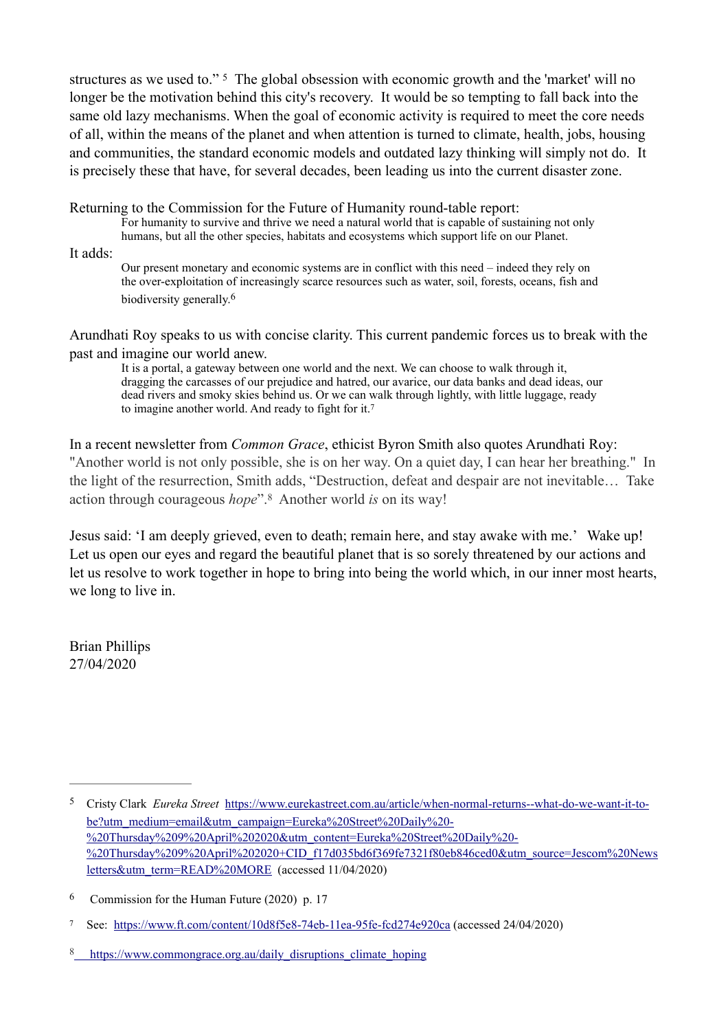structures as we used to."[5] The global obsession with economic growth and the 'market' will no longer be the motivation behind this city's recovery. It would be so tempting to fall back into the same old lazy mechanisms. When the goal of economic activity is required to meet the core needs of all, within the means of the planet and when attention is turned to climate, health, jobs, housing and communities, the standard economic models and outdated lazy thinking will simply not do. It is precisely these that have, for several decades, been leading us into the current disaster zone.

Returning to the Commission for the Future of Humanity round-table report:

> For humanity to survive and thrive we need a natural world that is capable of sustaining not only humans, but all the other species, habitats and ecosystems which support life on our Planet.

It adds:

> Our present monetary and economic systems are in conflict with this need – indeed they rely on the over-exploitation of increasingly scarce resources such as water, soil, forests, oceans, fish and biodiversity generally.[6]

Arundhati Roy speaks to us with concise clarity. This current pandemic forces us to break with the past and imagine our world anew.

> It is a portal, a gateway between one world and the next. We can choose to walk through it, dragging the carcasses of our prejudice and hatred, our avarice, our data banks and dead ideas, our dead rivers and smoky skies behind us. Or we can walk through lightly, with little luggage, ready to imagine another world. And ready to fight for it.[7]

In a recent newsletter from *Common Grace*, ethicist Byron Smith also quotes Arundhati Roy: "Another world is not only possible, she is on her way. On a quiet day, I can hear her breathing." In the light of the resurrection, Smith adds, "Destruction, defeat and despair are not inevitable… Take action through courageous *hope*".[8] Another world *is* on its way!

Jesus said: 'I am deeply grieved, even to death; remain here, and stay awake with me.' Wake up! Let us open our eyes and regard the beautiful planet that is so sorely threatened by our actions and let us resolve to work together in hope to bring into being the world which, in our inner most hearts, we long to live in.

Brian Phillips
27/04/2020

---

[5] Cristy Clark *Eureka Street* https://www.eurekastreet.com.au/article/when-normal-returns--what-do-we-want-it-to-be?utm_medium=email&utm_campaign=Eureka%20Street%20Daily%20-%20Thursday%209%20April%202020&utm_content=Eureka%20Street%20Daily%20-%20Thursday%209%20April%202020+CID_f17d035bd6f369fe7321f80eb846ced0&utm_source=Jescom%20Newsletters&utm_term=READ%20MORE (accessed 11/04/2020)

[6] Commission for the Human Future (2020) p. 17

[7] See: https://www.ft.com/content/10d8f5e8-74eb-11ea-95fe-fcd274e920ca (accessed 24/04/2020)

[8] https://www.commongrace.org.au/daily_disruptions_climate_hoping